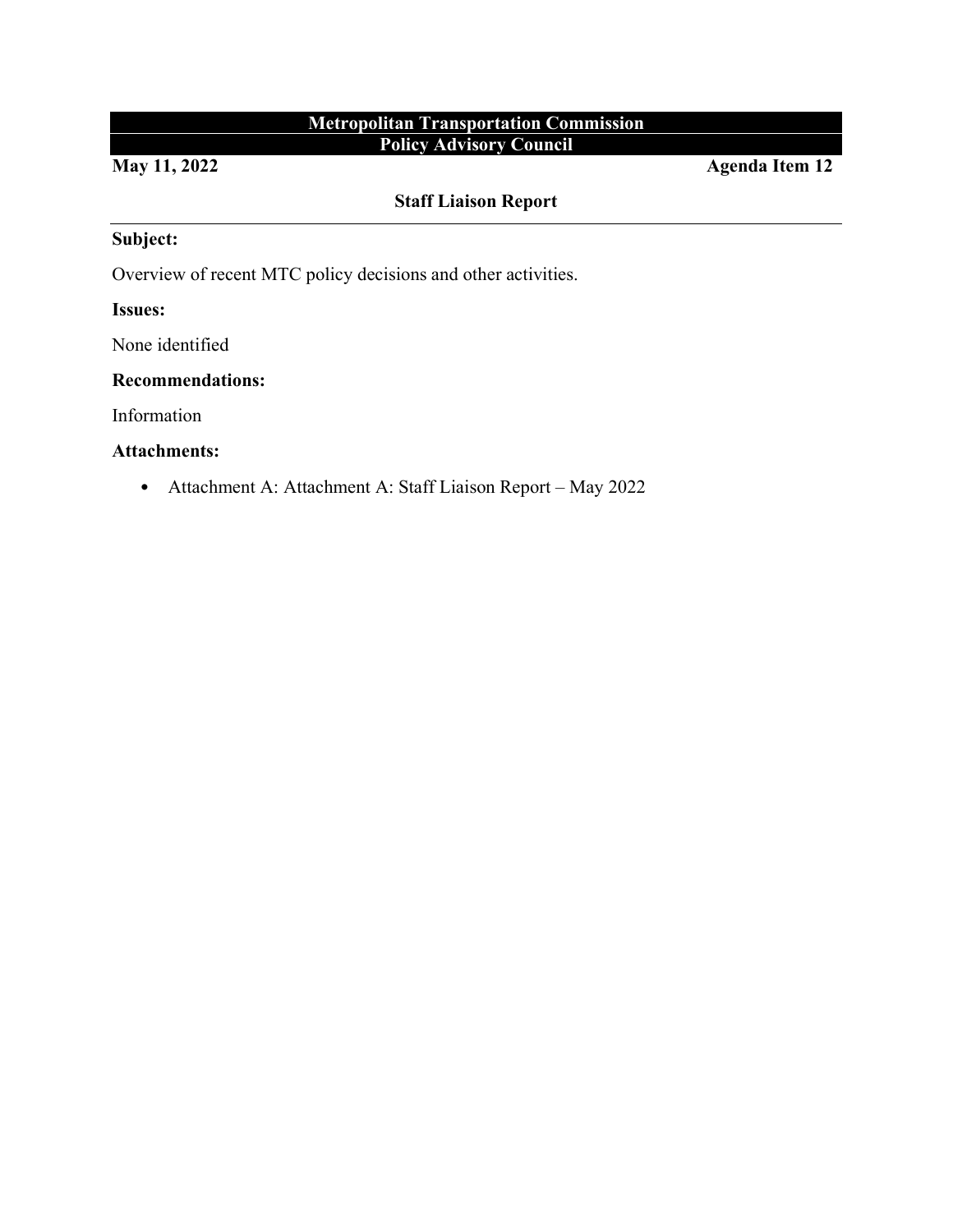**Metropolitan Transportation Commission**
**Policy Advisory Council**

**May 11, 2022** **Agenda Item 12**

## Staff Liaison Report

**Subject:**

Overview of recent MTC policy decisions and other activities.

**Issues:**

None identified

**Recommendations:**

Information

**Attachments:**

- Attachment A: Attachment A: Staff Liaison Report – May 2022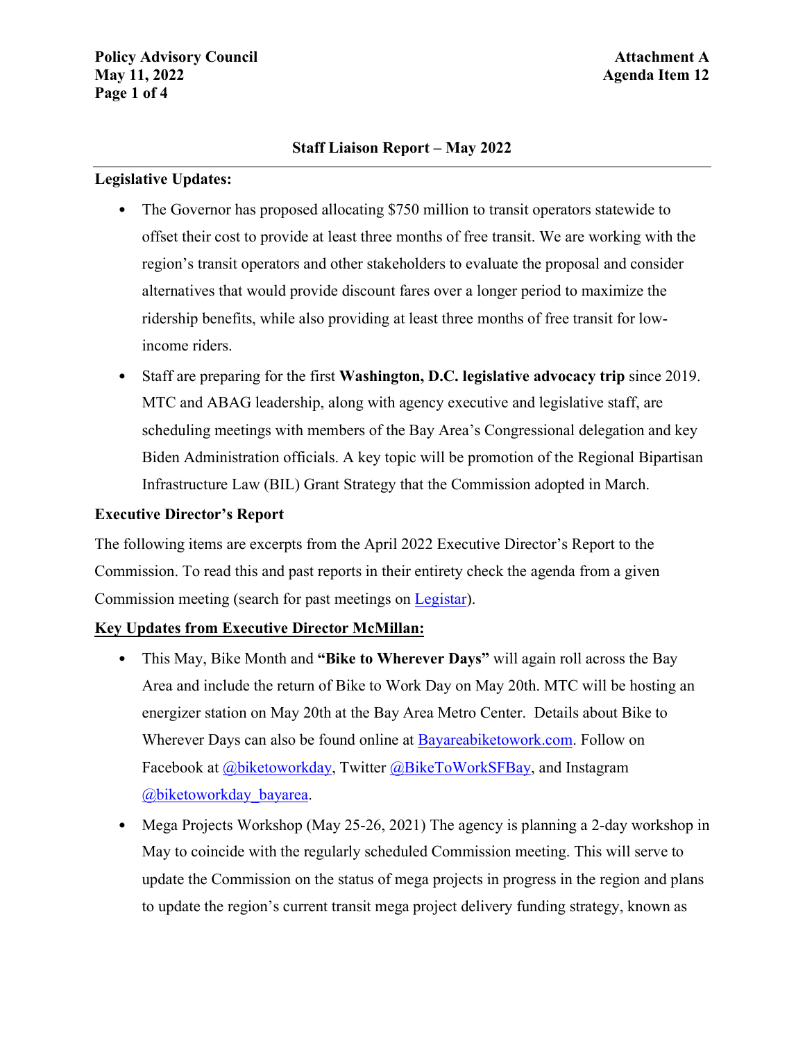**Staff Liaison Report – May 2022**

---

**Legislative Updates:**

- The Governor has proposed allocating $750 million to transit operators statewide to offset their cost to provide at least three months of free transit. We are working with the region's transit operators and other stakeholders to evaluate the proposal and consider alternatives that would provide discount fares over a longer period to maximize the ridership benefits, while also providing at least three months of free transit for low-income riders.
- Staff are preparing for the first **Washington, D.C. legislative advocacy trip** since 2019. MTC and ABAG leadership, along with agency executive and legislative staff, are scheduling meetings with members of the Bay Area's Congressional delegation and key Biden Administration officials. A key topic will be promotion of the Regional Bipartisan Infrastructure Law (BIL) Grant Strategy that the Commission adopted in March.

**Executive Director's Report**

The following items are excerpts from the April 2022 Executive Director's Report to the Commission. To read this and past reports in their entirety check the agenda from a given Commission meeting (search for past meetings on Legistar).

**Key Updates from Executive Director McMillan:**

- This May, Bike Month and **"Bike to Wherever Days"** will again roll across the Bay Area and include the return of Bike to Work Day on May 20th. MTC will be hosting an energizer station on May 20th at the Bay Area Metro Center. Details about Bike to Wherever Days can also be found online at Bayareabiketowork.com. Follow on Facebook at @biketoworkday, Twitter @BikeToWorkSFBay, and Instagram @biketoworkday_bayarea.
- Mega Projects Workshop (May 25-26, 2021) The agency is planning a 2-day workshop in May to coincide with the regularly scheduled Commission meeting. This will serve to update the Commission on the status of mega projects in progress in the region and plans to update the region's current transit mega project delivery funding strategy, known as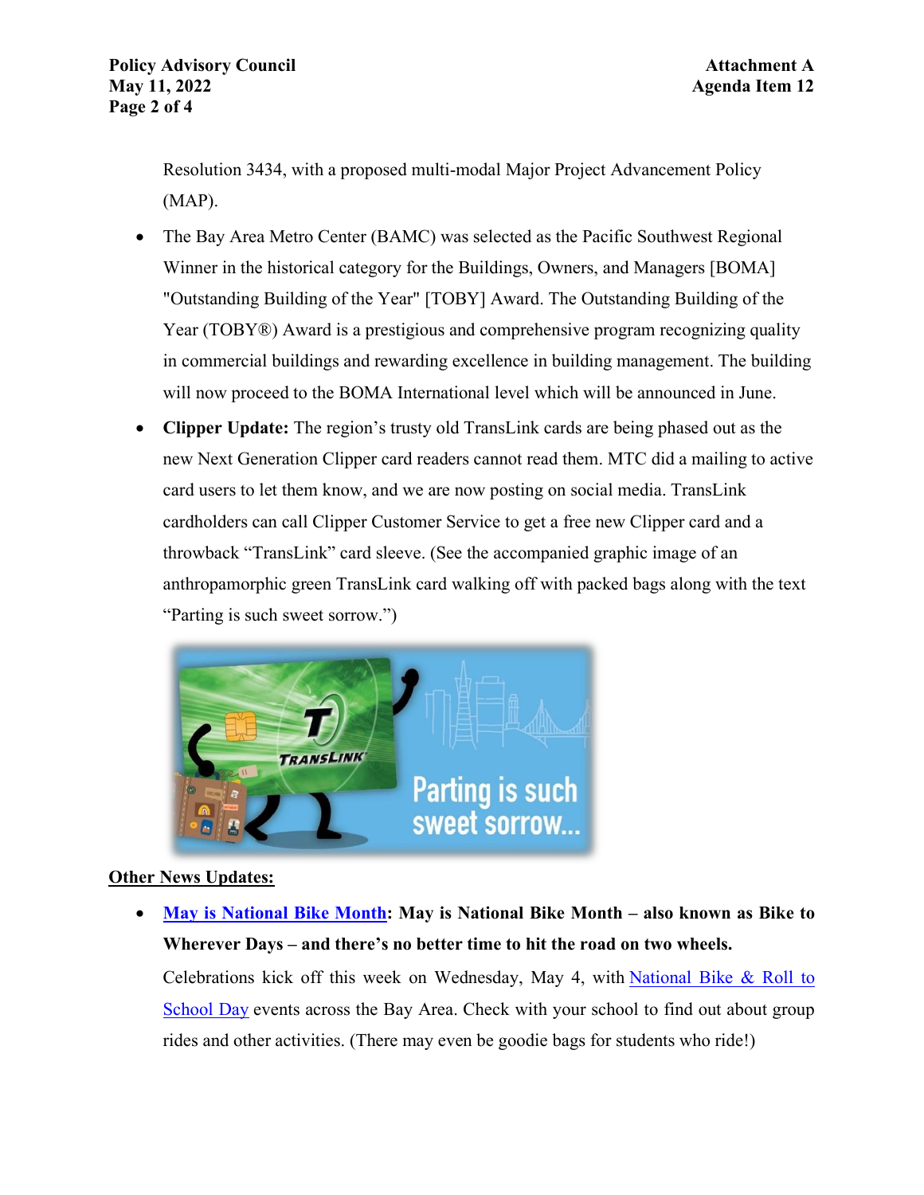Resolution 3434, with a proposed multi-modal Major Project Advancement Policy (MAP).

- The Bay Area Metro Center (BAMC) was selected as the Pacific Southwest Regional Winner in the historical category for the Buildings, Owners, and Managers [BOMA] "Outstanding Building of the Year" [TOBY] Award. The Outstanding Building of the Year (TOBY®) Award is a prestigious and comprehensive program recognizing quality in commercial buildings and rewarding excellence in building management. The building will now proceed to the BOMA International level which will be announced in June.
- **Clipper Update:** The region's trusty old TransLink cards are being phased out as the new Next Generation Clipper card readers cannot read them. MTC did a mailing to active card users to let them know, and we are now posting on social media. TransLink cardholders can call Clipper Customer Service to get a free new Clipper card and a throwback "TransLink" card sleeve. (See the accompanied graphic image of an anthropamorphic green TransLink card walking off with packed bags along with the text "Parting is such sweet sorrow.")

**Other News Updates:**

- **May is National Bike Month: May is National Bike Month – also known as Bike to Wherever Days – and there's no better time to hit the road on two wheels.**

  Celebrations kick off this week on Wednesday, May 4, with National Bike & Roll to School Day events across the Bay Area. Check with your school to find out about group rides and other activities. (There may even be goodie bags for students who ride!)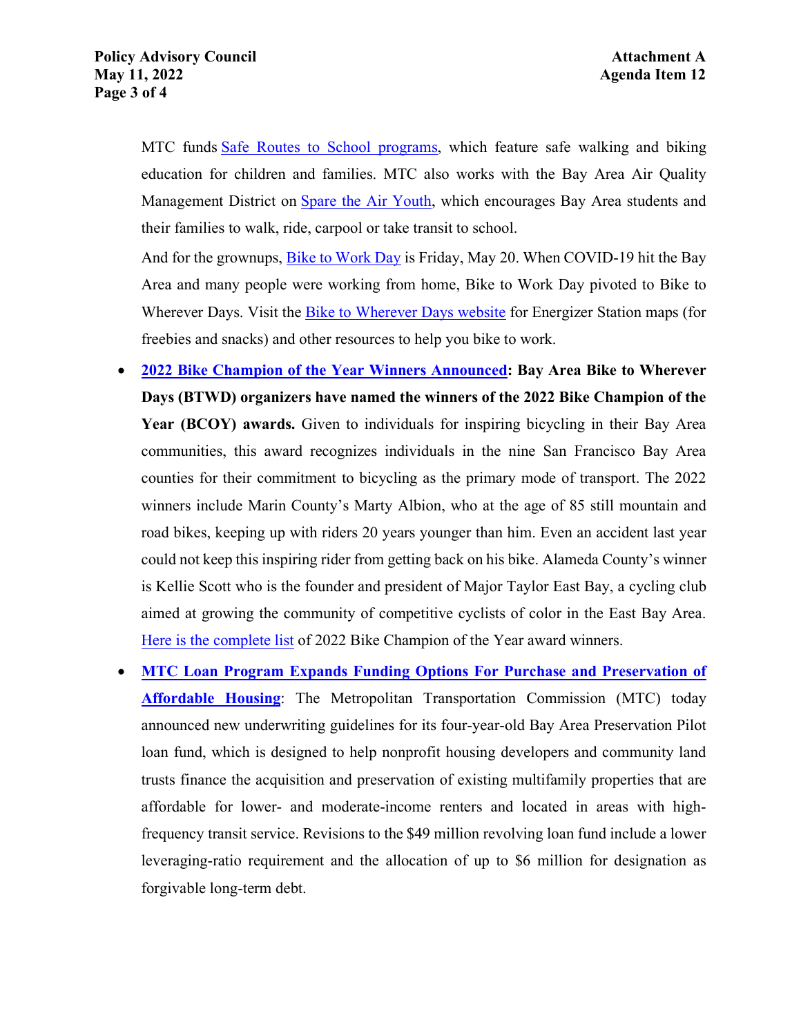MTC funds Safe Routes to School programs, which feature safe walking and biking education for children and families. MTC also works with the Bay Area Air Quality Management District on Spare the Air Youth, which encourages Bay Area students and their families to walk, ride, carpool or take transit to school.

And for the grownups, Bike to Work Day is Friday, May 20. When COVID-19 hit the Bay Area and many people were working from home, Bike to Work Day pivoted to Bike to Wherever Days. Visit the Bike to Wherever Days website for Energizer Station maps (for freebies and snacks) and other resources to help you bike to work.

- **2022 Bike Champion of the Year Winners Announced: Bay Area Bike to Wherever Days (BTWD) organizers have named the winners of the 2022 Bike Champion of the Year (BCOY) awards.** Given to individuals for inspiring bicycling in their Bay Area communities, this award recognizes individuals in the nine San Francisco Bay Area counties for their commitment to bicycling as the primary mode of transport. The 2022 winners include Marin County's Marty Albion, who at the age of 85 still mountain and road bikes, keeping up with riders 20 years younger than him. Even an accident last year could not keep this inspiring rider from getting back on his bike. Alameda County's winner is Kellie Scott who is the founder and president of Major Taylor East Bay, a cycling club aimed at growing the community of competitive cyclists of color in the East Bay Area. Here is the complete list of 2022 Bike Champion of the Year award winners.
- **MTC Loan Program Expands Funding Options For Purchase and Preservation of Affordable Housing**: The Metropolitan Transportation Commission (MTC) today announced new underwriting guidelines for its four-year-old Bay Area Preservation Pilot loan fund, which is designed to help nonprofit housing developers and community land trusts finance the acquisition and preservation of existing multifamily properties that are affordable for lower- and moderate-income renters and located in areas with high-frequency transit service. Revisions to the $49 million revolving loan fund include a lower leveraging-ratio requirement and the allocation of up to $6 million for designation as forgivable long-term debt.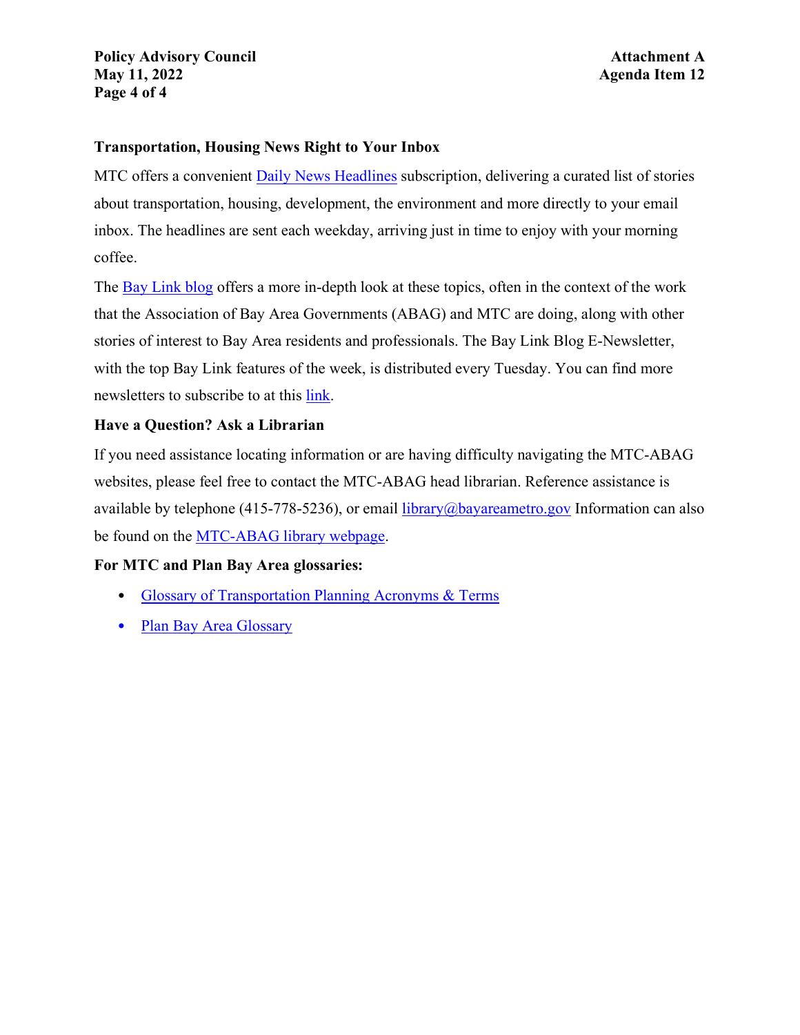**Transportation, Housing News Right to Your Inbox**

MTC offers a convenient Daily News Headlines subscription, delivering a curated list of stories about transportation, housing, development, the environment and more directly to your email inbox. The headlines are sent each weekday, arriving just in time to enjoy with your morning coffee.

The Bay Link blog offers a more in-depth look at these topics, often in the context of the work that the Association of Bay Area Governments (ABAG) and MTC are doing, along with other stories of interest to Bay Area residents and professionals. The Bay Link Blog E-Newsletter, with the top Bay Link features of the week, is distributed every Tuesday. You can find more newsletters to subscribe to at this link.

**Have a Question? Ask a Librarian**

If you need assistance locating information or are having difficulty navigating the MTC-ABAG websites, please feel free to contact the MTC-ABAG head librarian. Reference assistance is available by telephone (415-778-5236), or email library@bayareametro.gov Information can also be found on the MTC-ABAG library webpage.

**For MTC and Plan Bay Area glossaries:**

- Glossary of Transportation Planning Acronyms & Terms
- Plan Bay Area Glossary